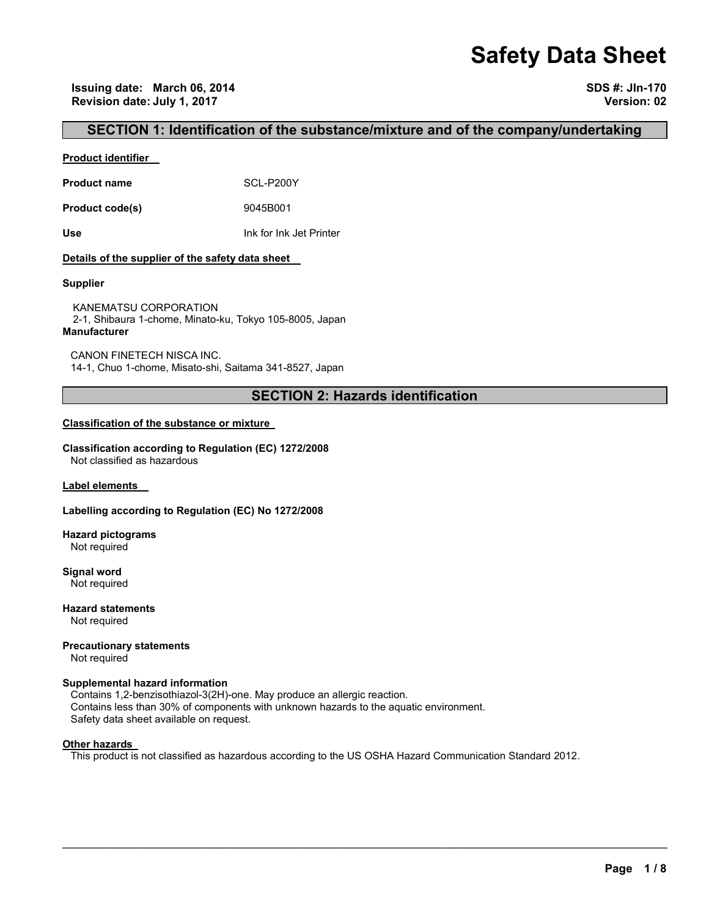# Safety Data Sheet

**Issuing date: March 06, 2014**
**Revision date: July 1, 2017**

**SDS #: JIn-170**
**Version: 02**

## SECTION 1: Identification of the substance/mixture and of the company/undertaking

**Product identifier**

**Product name** SCL-P200Y

**Product code(s)** 9045B001

**Use** Ink for Ink Jet Printer

**Details of the supplier of the safety data sheet**

**Supplier**

KANEMATSU CORPORATION
2-1, Shibaura 1-chome, Minato-ku, Tokyo 105-8005, Japan

**Manufacturer**

CANON FINETECH NISCA INC.
14-1, Chuo 1-chome, Misato-shi, Saitama 341-8527, Japan

## SECTION 2: Hazards identification

**Classification of the substance or mixture**

**Classification according to Regulation (EC) 1272/2008**
Not classified as hazardous

**Label elements**

**Labelling according to Regulation (EC) No 1272/2008**

**Hazard pictograms**
Not required

**Signal word**
Not required

**Hazard statements**
Not required

**Precautionary statements**
Not required

**Supplemental hazard information**
Contains 1,2-benzisothiazol-3(2H)-one. May produce an allergic reaction.
Contains less than 30% of components with unknown hazards to the aquatic environment.
Safety data sheet available on request.

**Other hazards**
This product is not classified as hazardous according to the US OSHA Hazard Communication Standard 2012.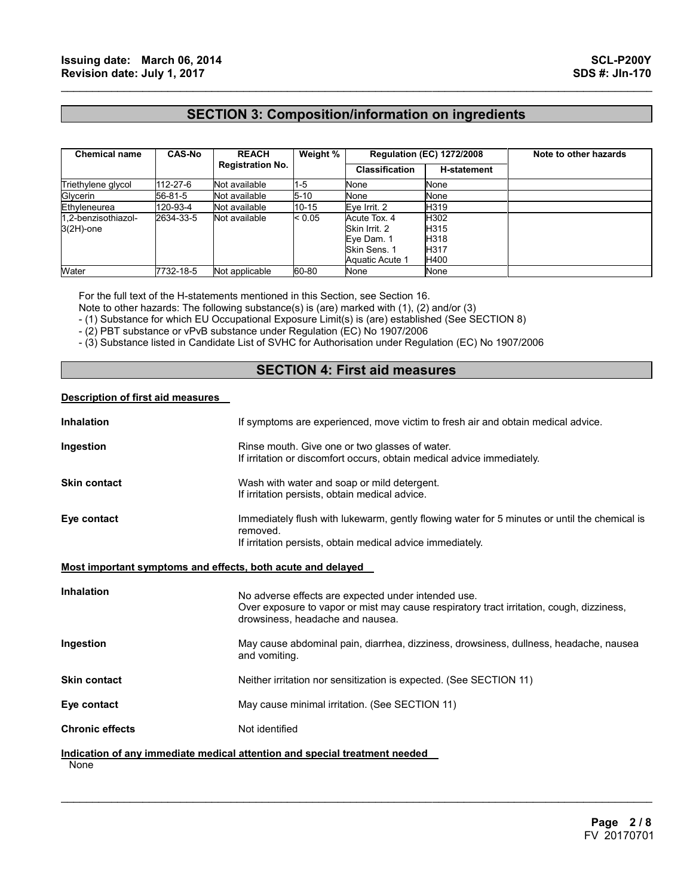## SECTION 3: Composition/information on ingredients

| Chemical name | CAS-No | REACH Registration No. | Weight % | Regulation (EC) 1272/2008 | | Note to other hazards |
|---|---|---|---|---|---|---|
| | | | | Classification | H-statement | |
| Triethylene glycol | 112-27-6 | Not available | 1-5 | None | None | |
| Glycerin | 56-81-5 | Not available | 5-10 | None | None | |
| Ethyleneurea | 120-93-4 | Not available | 10-15 | Eye Irrit. 2 | H319 | |
| 1,2-benzisothiazol-3(2H)-one | 2634-33-5 | Not available | < 0.05 | Acute Tox. 4<br>Skin Irrit. 2<br>Eye Dam. 1<br>Skin Sens. 1<br>Aquatic Acute 1 | H302<br>H315<br>H318<br>H317<br>H400 | |
| Water | 7732-18-5 | Not applicable | 60-80 | None | None | |

For the full text of the H-statements mentioned in this Section, see Section 16.
Note to other hazards: The following substance(s) is (are) marked with (1), (2) and/or (3)
- (1) Substance for which EU Occupational Exposure Limit(s) is (are) established (See SECTION 8)
- (2) PBT substance or vPvB substance under Regulation (EC) No 1907/2006
- (3) Substance listed in Candidate List of SVHC for Authorisation under Regulation (EC) No 1907/2006

## SECTION 4: First aid measures

**Description of first aid measures**

**Inhalation** If symptoms are experienced, move victim to fresh air and obtain medical advice.

**Ingestion** Rinse mouth. Give one or two glasses of water.
If irritation or discomfort occurs, obtain medical advice immediately.

**Skin contact** Wash with water and soap or mild detergent.
If irritation persists, obtain medical advice.

**Eye contact** Immediately flush with lukewarm, gently flowing water for 5 minutes or until the chemical is removed.
If irritation persists, obtain medical advice immediately.

**Most important symptoms and effects, both acute and delayed**

**Inhalation** No adverse effects are expected under intended use.
Over exposure to vapor or mist may cause respiratory tract irritation, cough, dizziness, drowsiness, headache and nausea.

**Ingestion** May cause abdominal pain, diarrhea, dizziness, drowsiness, dullness, headache, nausea and vomiting.

**Skin contact** Neither irritation nor sensitization is expected. (See SECTION 11)

**Eye contact** May cause minimal irritation. (See SECTION 11)

**Chronic effects** Not identified

**Indication of any immediate medical attention and special treatment needed**

None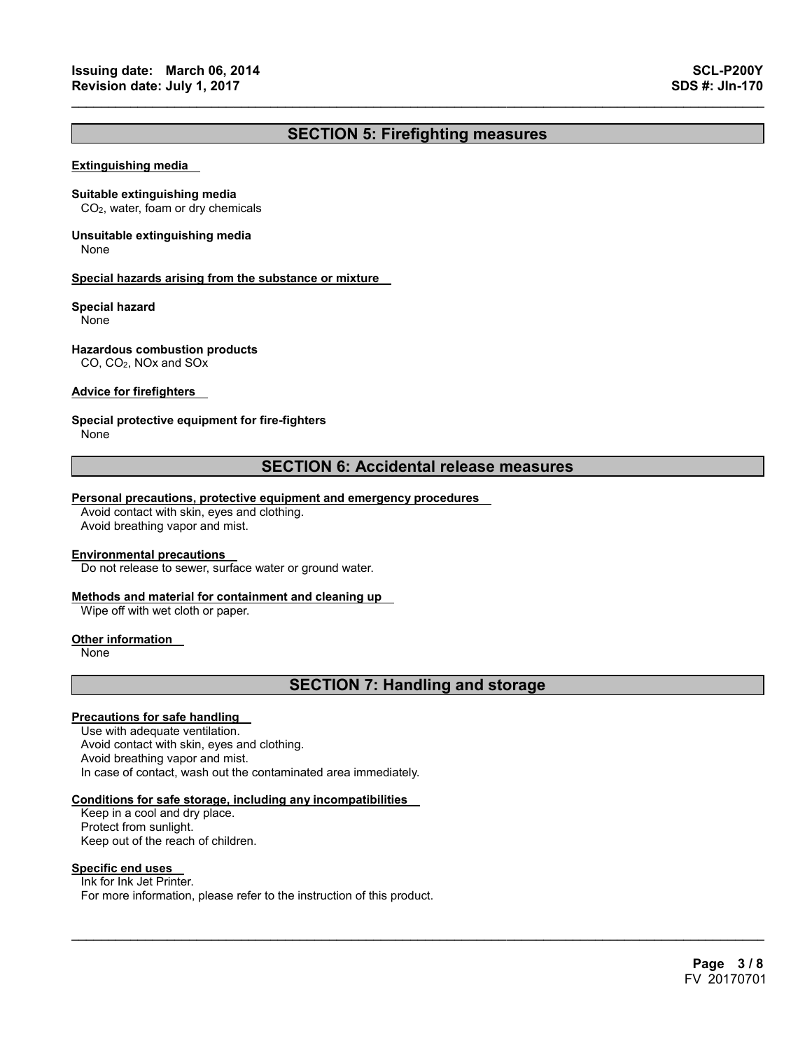## SECTION 5: Firefighting measures

### Extinguishing media

**Suitable extinguishing media**
$CO_2$, water, foam or dry chemicals

**Unsuitable extinguishing media**
None

### Special hazards arising from the substance or mixture

**Special hazard**
None

**Hazardous combustion products**
CO, $CO_2$, NOx and SOx

### Advice for firefighters

**Special protective equipment for fire-fighters**
None

## SECTION 6: Accidental release measures

### Personal precautions, protective equipment and emergency procedures

Avoid contact with skin, eyes and clothing.
Avoid breathing vapor and mist.

### Environmental precautions

Do not release to sewer, surface water or ground water.

### Methods and material for containment and cleaning up

Wipe off with wet cloth or paper.

### Other information

None

## SECTION 7: Handling and storage

### Precautions for safe handling

Use with adequate ventilation.
Avoid contact with skin, eyes and clothing.
Avoid breathing vapor and mist.
In case of contact, wash out the contaminated area immediately.

### Conditions for safe storage, including any incompatibilities

Keep in a cool and dry place.
Protect from sunlight.
Keep out of the reach of children.

### Specific end uses

Ink for Ink Jet Printer.
For more information, please refer to the instruction of this product.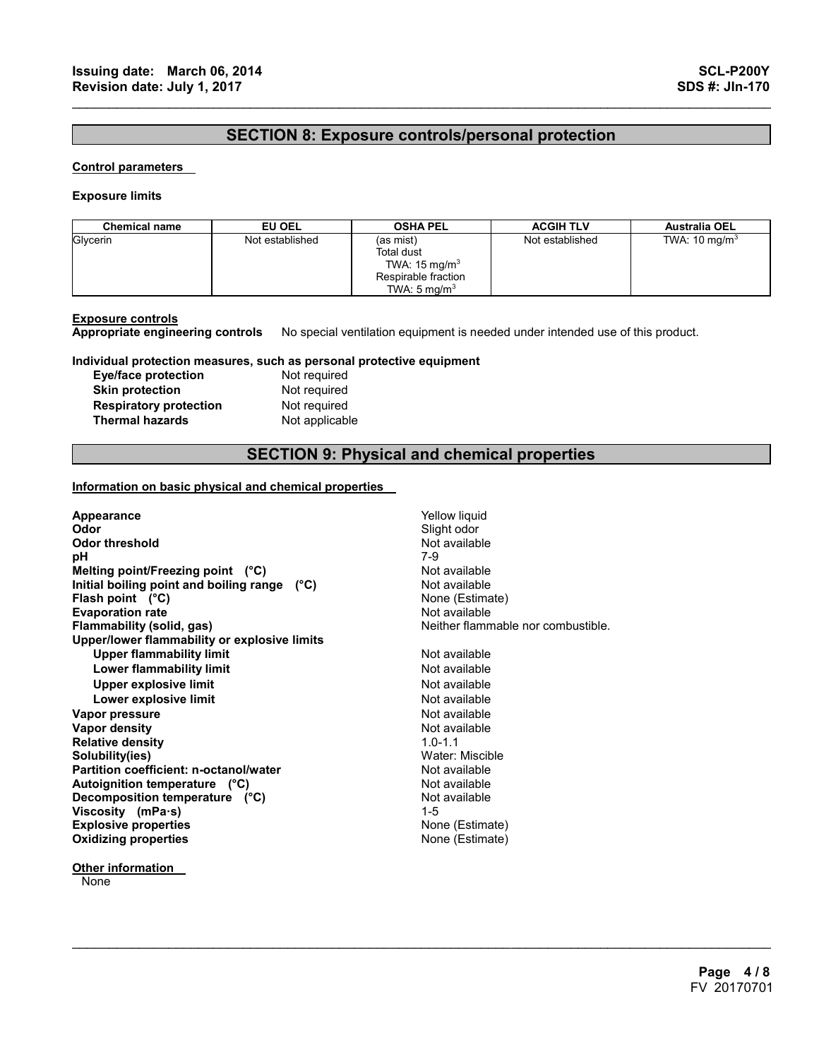## SECTION 8: Exposure controls/personal protection

**Control parameters**

**Exposure limits**

| Chemical name | EU OEL | OSHA PEL | ACGIH TLV | Australia OEL |
|---|---|---|---|---|
| Glycerin | Not established | (as mist)<br>Total dust<br>TWA: 15 mg/m$^3$<br>Respirable fraction<br>TWA: 5 mg/m$^3$ | Not established | TWA: 10 mg/m$^3$ |

**Exposure controls**

**Appropriate engineering controls** No special ventilation equipment is needed under intended use of this product.

**Individual protection measures, such as personal protective equipment**

| | |
|---|---|
| **Eye/face protection** | Not required |
| **Skin protection** | Not required |
| **Respiratory protection** | Not required |
| **Thermal hazards** | Not applicable |

## SECTION 9: Physical and chemical properties

**Information on basic physical and chemical properties**

| | |
|---|---|
| **Appearance** | Yellow liquid |
| **Odor** | Slight odor |
| **Odor threshold** | Not available |
| **pH** | 7-9 |
| **Melting point/Freezing point (°C)** | Not available |
| **Initial boiling point and boiling range (°C)** | Not available |
| **Flash point (°C)** | None (Estimate) |
| **Evaporation rate** | Not available |
| **Flammability (solid, gas)** | Neither flammable nor combustible. |
| **Upper/lower flammability or explosive limits** | |
| **Upper flammability limit** | Not available |
| **Lower flammability limit** | Not available |
| **Upper explosive limit** | Not available |
| **Lower explosive limit** | Not available |
| **Vapor pressure** | Not available |
| **Vapor density** | Not available |
| **Relative density** | 1.0-1.1 |
| **Solubility(ies)** | Water: Miscible |
| **Partition coefficient: n-octanol/water** | Not available |
| **Autoignition temperature (°C)** | Not available |
| **Decomposition temperature (°C)** | Not available |
| **Viscosity (mPa·s)** | 1-5 |
| **Explosive properties** | None (Estimate) |
| **Oxidizing properties** | None (Estimate) |

**Other information**

None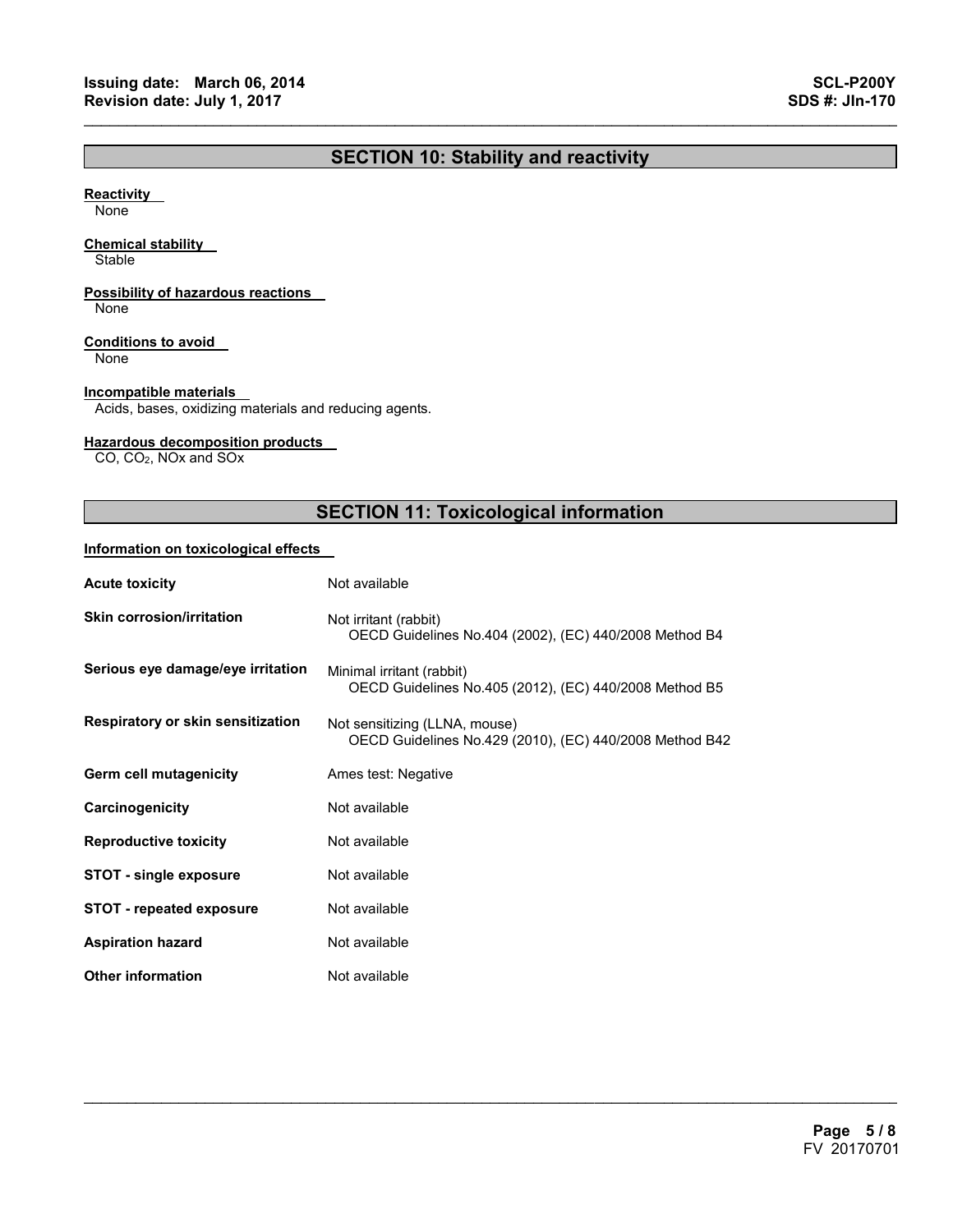## SECTION 10: Stability and reactivity

**Reactivity**
None

**Chemical stability**
Stable

**Possibility of hazardous reactions**
None

**Conditions to avoid**
None

**Incompatible materials**
Acids, bases, oxidizing materials and reducing agents.

**Hazardous decomposition products**
CO, $CO_2$, NOx and SOx

## SECTION 11: Toxicological information

**Information on toxicological effects**

| | |
|---|---|
| **Acute toxicity** | Not available |
| **Skin corrosion/irritation** | Not irritant (rabbit)<br>OECD Guidelines No.404 (2002), (EC) 440/2008 Method B4 |
| **Serious eye damage/eye irritation** | Minimal irritant (rabbit)<br>OECD Guidelines No.405 (2012), (EC) 440/2008 Method B5 |
| **Respiratory or skin sensitization** | Not sensitizing (LLNA, mouse)<br>OECD Guidelines No.429 (2010), (EC) 440/2008 Method B42 |
| **Germ cell mutagenicity** | Ames test: Negative |
| **Carcinogenicity** | Not available |
| **Reproductive toxicity** | Not available |
| **STOT - single exposure** | Not available |
| **STOT - repeated exposure** | Not available |
| **Aspiration hazard** | Not available |
| **Other information** | Not available |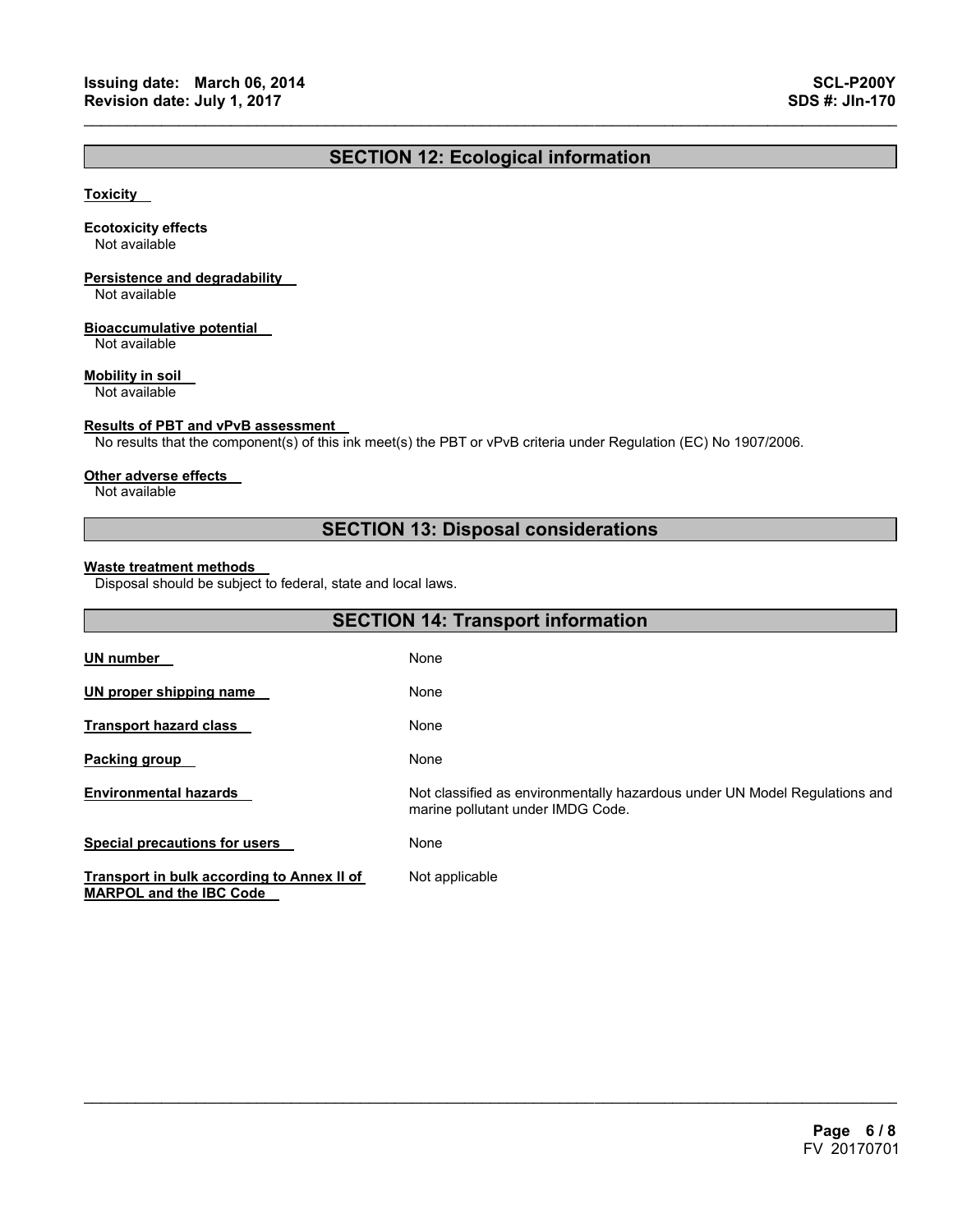## SECTION 12: Ecological information

**Toxicity**

**Ecotoxicity effects**
Not available

**Persistence and degradability**
Not available

**Bioaccumulative potential**
Not available

**Mobility in soil**
Not available

**Results of PBT and vPvB assessment**
No results that the component(s) of this ink meet(s) the PBT or vPvB criteria under Regulation (EC) No 1907/2006.

**Other adverse effects**
Not available

## SECTION 13: Disposal considerations

**Waste treatment methods**
Disposal should be subject to federal, state and local laws.

## SECTION 14: Transport information

| | |
|---|---|
| **UN number** | None |
| **UN proper shipping name** | None |
| **Transport hazard class** | None |
| **Packing group** | None |
| **Environmental hazards** | Not classified as environmentally hazardous under UN Model Regulations and marine pollutant under IMDG Code. |
| **Special precautions for users** | None |
| **Transport in bulk according to Annex II of MARPOL and the IBC Code** | Not applicable |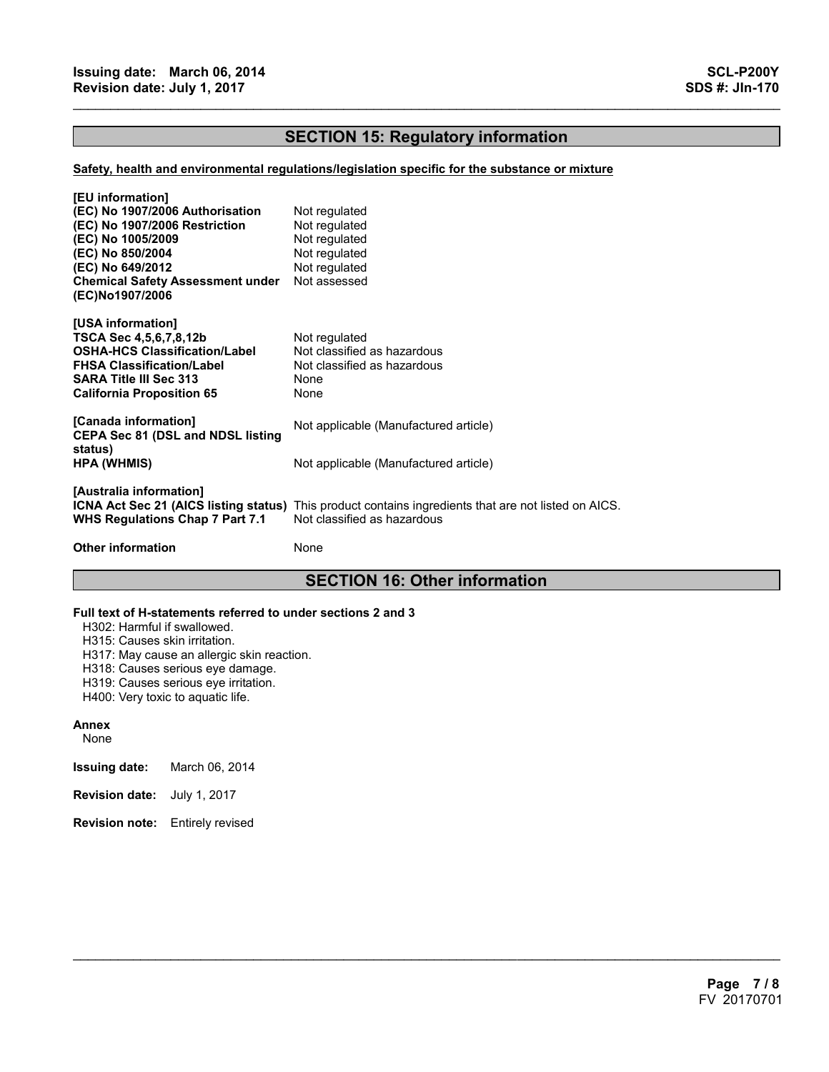## SECTION 15: Regulatory information

**Safety, health and environmental regulations/legislation specific for the substance or mixture**

**[EU information]**

| | |
|---|---|
| **(EC) No 1907/2006 Authorisation** | Not regulated |
| **(EC) No 1907/2006 Restriction** | Not regulated |
| **(EC) No 1005/2009** | Not regulated |
| **(EC) No 850/2004** | Not regulated |
| **(EC) No 649/2012** | Not regulated |
| **Chemical Safety Assessment under (EC)No1907/2006** | Not assessed |

**[USA information]**

| | |
|---|---|
| **TSCA Sec 4,5,6,7,8,12b** | Not regulated |
| **OSHA-HCS Classification/Label** | Not classified as hazardous |
| **FHSA Classification/Label** | Not classified as hazardous |
| **SARA Title III Sec 313** | None |
| **California Proposition 65** | None |

**[Canada information]**

| | |
|---|---|
| **CEPA Sec 81 (DSL and NDSL listing status)** | Not applicable (Manufactured article) |
| **HPA (WHMIS)** | Not applicable (Manufactured article) |

**[Australia information]**

| | |
|---|---|
| **ICNA Act Sec 21 (AICS listing status)** | This product contains ingredients that are not listed on AICS. |
| **WHS Regulations Chap 7 Part 7.1** | Not classified as hazardous |

**Other information** None

## SECTION 16: Other information

**Full text of H-statements referred to under sections 2 and 3**

H302: Harmful if swallowed.
H315: Causes skin irritation.
H317: May cause an allergic skin reaction.
H318: Causes serious eye damage.
H319: Causes serious eye irritation.
H400: Very toxic to aquatic life.

**Annex**

None

**Issuing date:** March 06, 2014

**Revision date:** July 1, 2017

**Revision note:** Entirely revised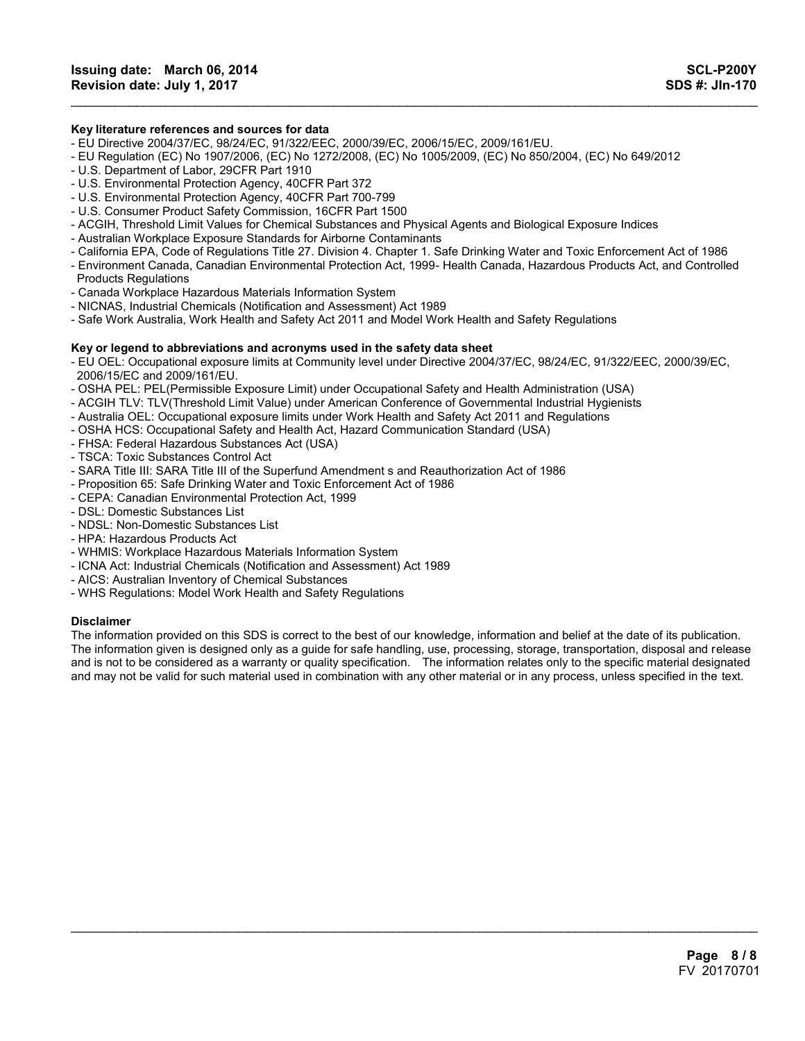**Key literature references and sources for data**

- EU Directive 2004/37/EC, 98/24/EC, 91/322/EEC, 2000/39/EC, 2006/15/EC, 2009/161/EU.
- EU Regulation (EC) No 1907/2006, (EC) No 1272/2008, (EC) No 1005/2009, (EC) No 850/2004, (EC) No 649/2012
- U.S. Department of Labor, 29CFR Part 1910
- U.S. Environmental Protection Agency, 40CFR Part 372
- U.S. Environmental Protection Agency, 40CFR Part 700-799
- U.S. Consumer Product Safety Commission, 16CFR Part 1500
- ACGIH, Threshold Limit Values for Chemical Substances and Physical Agents and Biological Exposure Indices
- Australian Workplace Exposure Standards for Airborne Contaminants
- California EPA, Code of Regulations Title 27. Division 4. Chapter 1. Safe Drinking Water and Toxic Enforcement Act of 1986
- Environment Canada, Canadian Environmental Protection Act, 1999- Health Canada, Hazardous Products Act, and Controlled Products Regulations
- Canada Workplace Hazardous Materials Information System
- NICNAS, Industrial Chemicals (Notification and Assessment) Act 1989
- Safe Work Australia, Work Health and Safety Act 2011 and Model Work Health and Safety Regulations

**Key or legend to abbreviations and acronyms used in the safety data sheet**

- EU OEL: Occupational exposure limits at Community level under Directive 2004/37/EC, 98/24/EC, 91/322/EEC, 2000/39/EC, 2006/15/EC and 2009/161/EU.
- OSHA PEL: PEL(Permissible Exposure Limit) under Occupational Safety and Health Administration (USA)
- ACGIH TLV: TLV(Threshold Limit Value) under American Conference of Governmental Industrial Hygienists
- Australia OEL: Occupational exposure limits under Work Health and Safety Act 2011 and Regulations
- OSHA HCS: Occupational Safety and Health Act, Hazard Communication Standard (USA)
- FHSA: Federal Hazardous Substances Act (USA)
- TSCA: Toxic Substances Control Act
- SARA Title III: SARA Title III of the Superfund Amendment s and Reauthorization Act of 1986
- Proposition 65: Safe Drinking Water and Toxic Enforcement Act of 1986
- CEPA: Canadian Environmental Protection Act, 1999
- DSL: Domestic Substances List
- NDSL: Non-Domestic Substances List
- HPA: Hazardous Products Act
- WHMIS: Workplace Hazardous Materials Information System
- ICNA Act: Industrial Chemicals (Notification and Assessment) Act 1989
- AICS: Australian Inventory of Chemical Substances
- WHS Regulations: Model Work Health and Safety Regulations

**Disclaimer**

The information provided on this SDS is correct to the best of our knowledge, information and belief at the date of its publication. The information given is designed only as a guide for safe handling, use, processing, storage, transportation, disposal and release and is not to be considered as a warranty or quality specification. The information relates only to the specific material designated and may not be valid for such material used in combination with any other material or in any process, unless specified in the text.